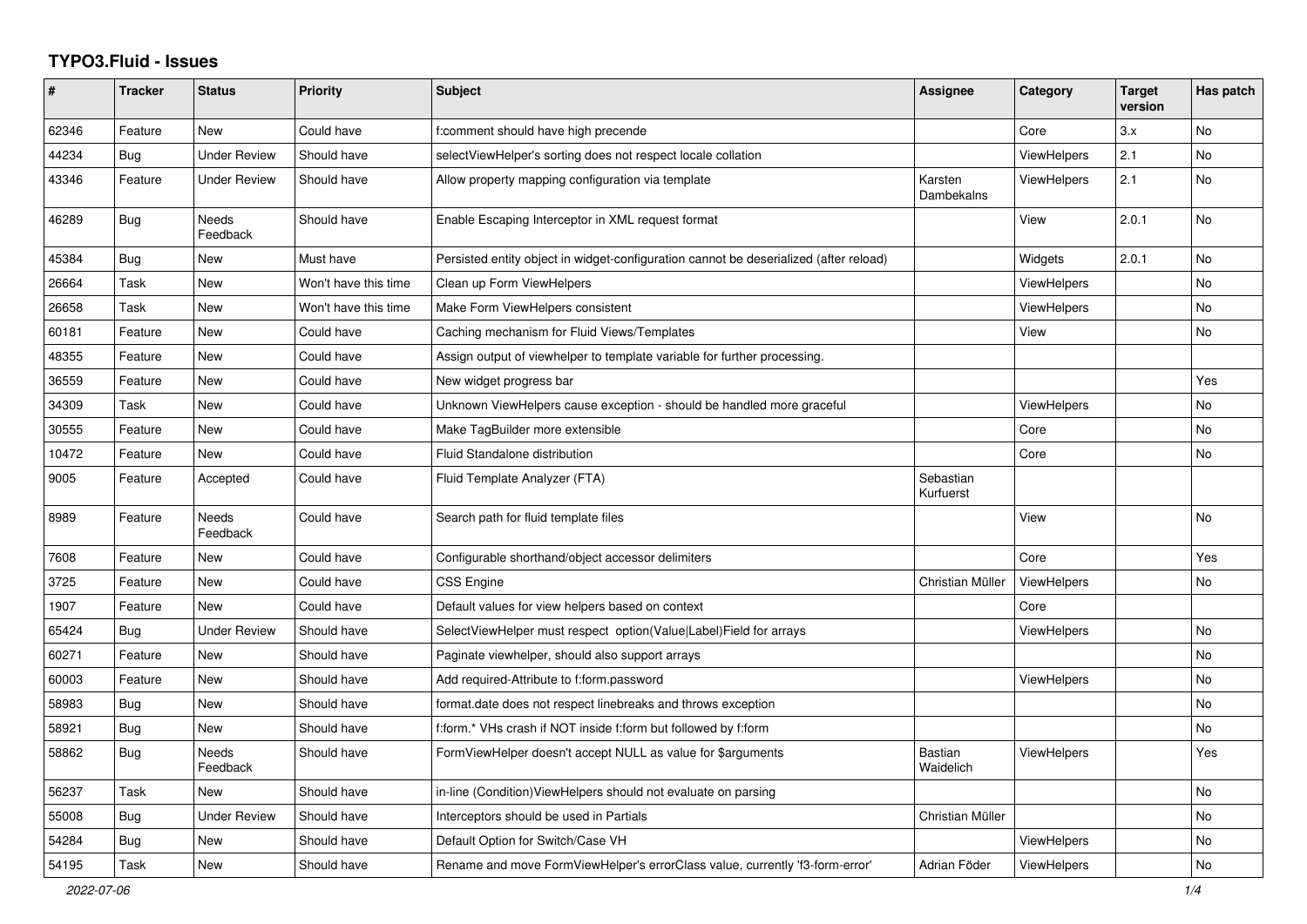# TYPO3.Fluid - Issues

| # | Tracker | Status | Priority | Subject | Assignee | Category | Target version | Has patch |
|---|---|---|---|---|---|---|---|---|
| 62346 | Feature | New | Could have | f:comment should have high precende | | Core | 3.x | No |
| 44234 | Bug | Under Review | Should have | selectViewHelper's sorting does not respect locale collation | | ViewHelpers | 2.1 | No |
| 43346 | Feature | Under Review | Should have | Allow property mapping configuration via template | Karsten Dambekalns | ViewHelpers | 2.1 | No |
| 46289 | Bug | Needs Feedback | Should have | Enable Escaping Interceptor in XML request format | | View | 2.0.1 | No |
| 45384 | Bug | New | Must have | Persisted entity object in widget-configuration cannot be deserialized (after reload) | | Widgets | 2.0.1 | No |
| 26664 | Task | New | Won't have this time | Clean up Form ViewHelpers | | ViewHelpers | | No |
| 26658 | Task | New | Won't have this time | Make Form ViewHelpers consistent | | ViewHelpers | | No |
| 60181 | Feature | New | Could have | Caching mechanism for Fluid Views/Templates | | View | | No |
| 48355 | Feature | New | Could have | Assign output of viewhelper to template variable for further processing. | | | | |
| 36559 | Feature | New | Could have | New widget progress bar | | | | Yes |
| 34309 | Task | New | Could have | Unknown ViewHelpers cause exception - should be handled more graceful | | ViewHelpers | | No |
| 30555 | Feature | New | Could have | Make TagBuilder more extensible | | Core | | No |
| 10472 | Feature | New | Could have | Fluid Standalone distribution | | Core | | No |
| 9005 | Feature | Accepted | Could have | Fluid Template Analyzer (FTA) | Sebastian Kurfuerst | | | |
| 8989 | Feature | Needs Feedback | Could have | Search path for fluid template files | | View | | No |
| 7608 | Feature | New | Could have | Configurable shorthand/object accessor delimiters | | Core | | Yes |
| 3725 | Feature | New | Could have | CSS Engine | Christian Müller | ViewHelpers | | No |
| 1907 | Feature | New | Could have | Default values for view helpers based on context | | Core | | |
| 65424 | Bug | Under Review | Should have | SelectViewHelper must respect option(Value\|Label)Field for arrays | | ViewHelpers | | No |
| 60271 | Feature | New | Should have | Paginate viewhelper, should also support arrays | | | | No |
| 60003 | Feature | New | Should have | Add required-Attribute to f:form.password | | ViewHelpers | | No |
| 58983 | Bug | New | Should have | format.date does not respect linebreaks and throws exception | | | | No |
| 58921 | Bug | New | Should have | f:form.* VHs crash if NOT inside f:form but followed by f:form | | | | No |
| 58862 | Bug | Needs Feedback | Should have | FormViewHelper doesn't accept NULL as value for $arguments | Bastian Waidelich | ViewHelpers | | Yes |
| 56237 | Task | New | Should have | in-line (Condition)ViewHelpers should not evaluate on parsing | | | | No |
| 55008 | Bug | Under Review | Should have | Interceptors should be used in Partials | Christian Müller | | | No |
| 54284 | Bug | New | Should have | Default Option for Switch/Case VH | | ViewHelpers | | No |
| 54195 | Task | New | Should have | Rename and move FormViewHelper's errorClass value, currently 'f3-form-error' | Adrian Föder | ViewHelpers | | No |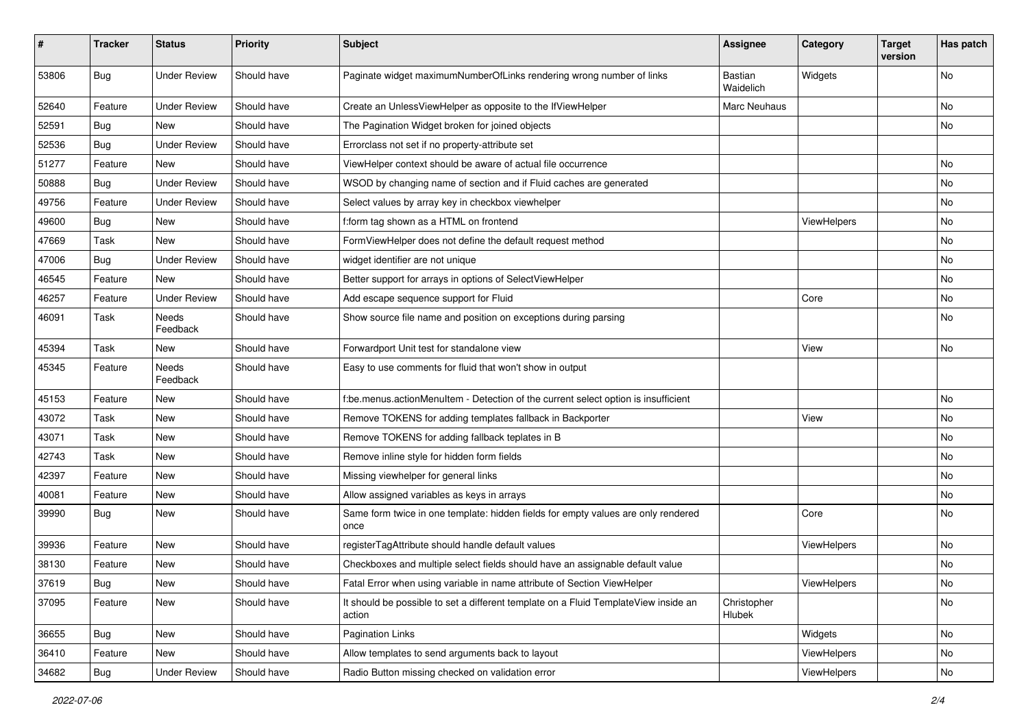| # | Tracker | Status | Priority | Subject | Assignee | Category | Target version | Has patch |
|---|---|---|---|---|---|---|---|---|
| 53806 | Bug | Under Review | Should have | Paginate widget maximumNumberOfLinks rendering wrong number of links | Bastian Waidelich | Widgets | | No |
| 52640 | Feature | Under Review | Should have | Create an UnlessViewHelper as opposite to the IfViewHelper | Marc Neuhaus | | | No |
| 52591 | Bug | New | Should have | The Pagination Widget broken for joined objects | | | | No |
| 52536 | Bug | Under Review | Should have | Errorclass not set if no property-attribute set | | | | |
| 51277 | Feature | New | Should have | ViewHelper context should be aware of actual file occurrence | | | | No |
| 50888 | Bug | Under Review | Should have | WSOD by changing name of section and if Fluid caches are generated | | | | No |
| 49756 | Feature | Under Review | Should have | Select values by array key in checkbox viewhelper | | | | No |
| 49600 | Bug | New | Should have | f:form tag shown as a HTML on frontend | | ViewHelpers | | No |
| 47669 | Task | New | Should have | FormViewHelper does not define the default request method | | | | No |
| 47006 | Bug | Under Review | Should have | widget identifier are not unique | | | | No |
| 46545 | Feature | New | Should have | Better support for arrays in options of SelectViewHelper | | | | No |
| 46257 | Feature | Under Review | Should have | Add escape sequence support for Fluid | | Core | | No |
| 46091 | Task | Needs Feedback | Should have | Show source file name and position on exceptions during parsing | | | | No |
| 45394 | Task | New | Should have | Forwardport Unit test for standalone view | | View | | No |
| 45345 | Feature | Needs Feedback | Should have | Easy to use comments for fluid that won't show in output | | | | |
| 45153 | Feature | New | Should have | f:be.menus.actionMenuItem - Detection of the current select option is insufficient | | | | No |
| 43072 | Task | New | Should have | Remove TOKENS for adding templates fallback in Backporter | | View | | No |
| 43071 | Task | New | Should have | Remove TOKENS for adding fallback teplates in B | | | | No |
| 42743 | Task | New | Should have | Remove inline style for hidden form fields | | | | No |
| 42397 | Feature | New | Should have | Missing viewhelper for general links | | | | No |
| 40081 | Feature | New | Should have | Allow assigned variables as keys in arrays | | | | No |
| 39990 | Bug | New | Should have | Same form twice in one template: hidden fields for empty values are only rendered once | | Core | | No |
| 39936 | Feature | New | Should have | registerTagAttribute should handle default values | | ViewHelpers | | No |
| 38130 | Feature | New | Should have | Checkboxes and multiple select fields should have an assignable default value | | | | No |
| 37619 | Bug | New | Should have | Fatal Error when using variable in name attribute of Section ViewHelper | | ViewHelpers | | No |
| 37095 | Feature | New | Should have | It should be possible to set a different template on a Fluid TemplateView inside an action | Christopher Hlubek | | | No |
| 36655 | Bug | New | Should have | Pagination Links | | Widgets | | No |
| 36410 | Feature | New | Should have | Allow templates to send arguments back to layout | | ViewHelpers | | No |
| 34682 | Bug | Under Review | Should have | Radio Button missing checked on validation error | | ViewHelpers | | No |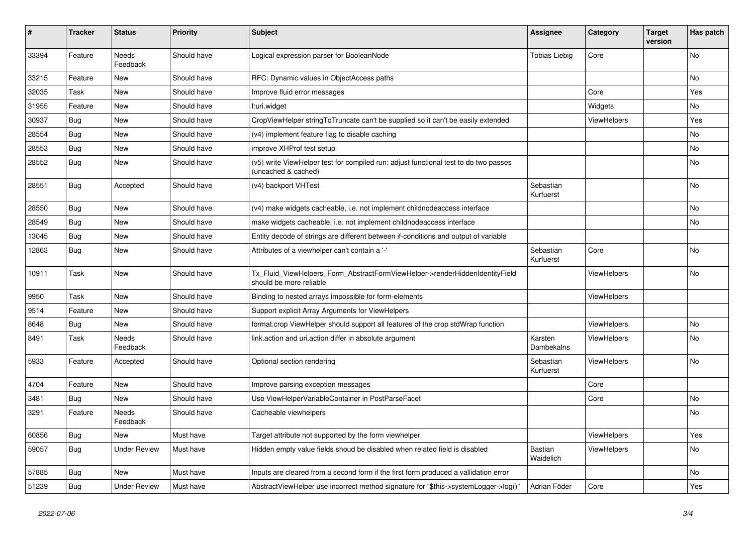| # | Tracker | Status | Priority | Subject | Assignee | Category | Target version | Has patch |
|---|---|---|---|---|---|---|---|---|
| 33394 | Feature | Needs Feedback | Should have | Logical expression parser for BooleanNode | Tobias Liebig | Core | | No |
| 33215 | Feature | New | Should have | RFC: Dynamic values in ObjectAccess paths | | | | No |
| 32035 | Task | New | Should have | Improve fluid error messages | | Core | | Yes |
| 31955 | Feature | New | Should have | f:uri.widget | | Widgets | | No |
| 30937 | Bug | New | Should have | CropViewHelper stringToTruncate can't be supplied so it can't be easily extended | | ViewHelpers | | Yes |
| 28554 | Bug | New | Should have | (v4) implement feature flag to disable caching | | | | No |
| 28553 | Bug | New | Should have | improve XHProf test setup | | | | No |
| 28552 | Bug | New | Should have | (v5) write ViewHelper test for compiled run; adjust functional test to do two passes (uncached & cached) | | | | No |
| 28551 | Bug | Accepted | Should have | (v4) backport VHTest | Sebastian Kurfuerst | | | No |
| 28550 | Bug | New | Should have | (v4) make widgets cacheable, i.e. not implement childnodeaccess interface | | | | No |
| 28549 | Bug | New | Should have | make widgets cacheable, i.e. not implement childnodeaccess interface | | | | No |
| 13045 | Bug | New | Should have | Entity decode of strings are different between if-conditions and output of variable | | | | |
| 12863 | Bug | New | Should have | Attributes of a viewhelper can't contain a '-' | Sebastian Kurfuerst | Core | | No |
| 10911 | Task | New | Should have | Tx_Fluid_ViewHelpers_Form_AbstractFormViewHelper->renderHiddenIdentityField should be more reliable | | ViewHelpers | | No |
| 9950 | Task | New | Should have | Binding to nested arrays impossible for form-elements | | ViewHelpers | | |
| 9514 | Feature | New | Should have | Support explicit Array Arguments for ViewHelpers | | | | |
| 8648 | Bug | New | Should have | format.crop ViewHelper should support all features of the crop stdWrap function | | ViewHelpers | | No |
| 8491 | Task | Needs Feedback | Should have | link.action and uri.action differ in absolute argument | Karsten Dambekalns | ViewHelpers | | No |
| 5933 | Feature | Accepted | Should have | Optional section rendering | Sebastian Kurfuerst | ViewHelpers | | No |
| 4704 | Feature | New | Should have | Improve parsing exception messages | | Core | | |
| 3481 | Bug | New | Should have | Use ViewHelperVariableContainer in PostParseFacet | | Core | | No |
| 3291 | Feature | Needs Feedback | Should have | Cacheable viewhelpers | | | | No |
| 60856 | Bug | New | Must have | Target attribute not supported by the form viewhelper | | ViewHelpers | | Yes |
| 59057 | Bug | Under Review | Must have | Hidden empty value fields shoud be disabled when related field is disabled | Bastian Waidelich | ViewHelpers | | No |
| 57885 | Bug | New | Must have | Inputs are cleared from a second form if the first form produced a vallidation error | | | | No |
| 51239 | Bug | Under Review | Must have | AbstractViewHelper use incorrect method signature for "$this->systemLogger->log()" | Adrian Föder | Core | | Yes |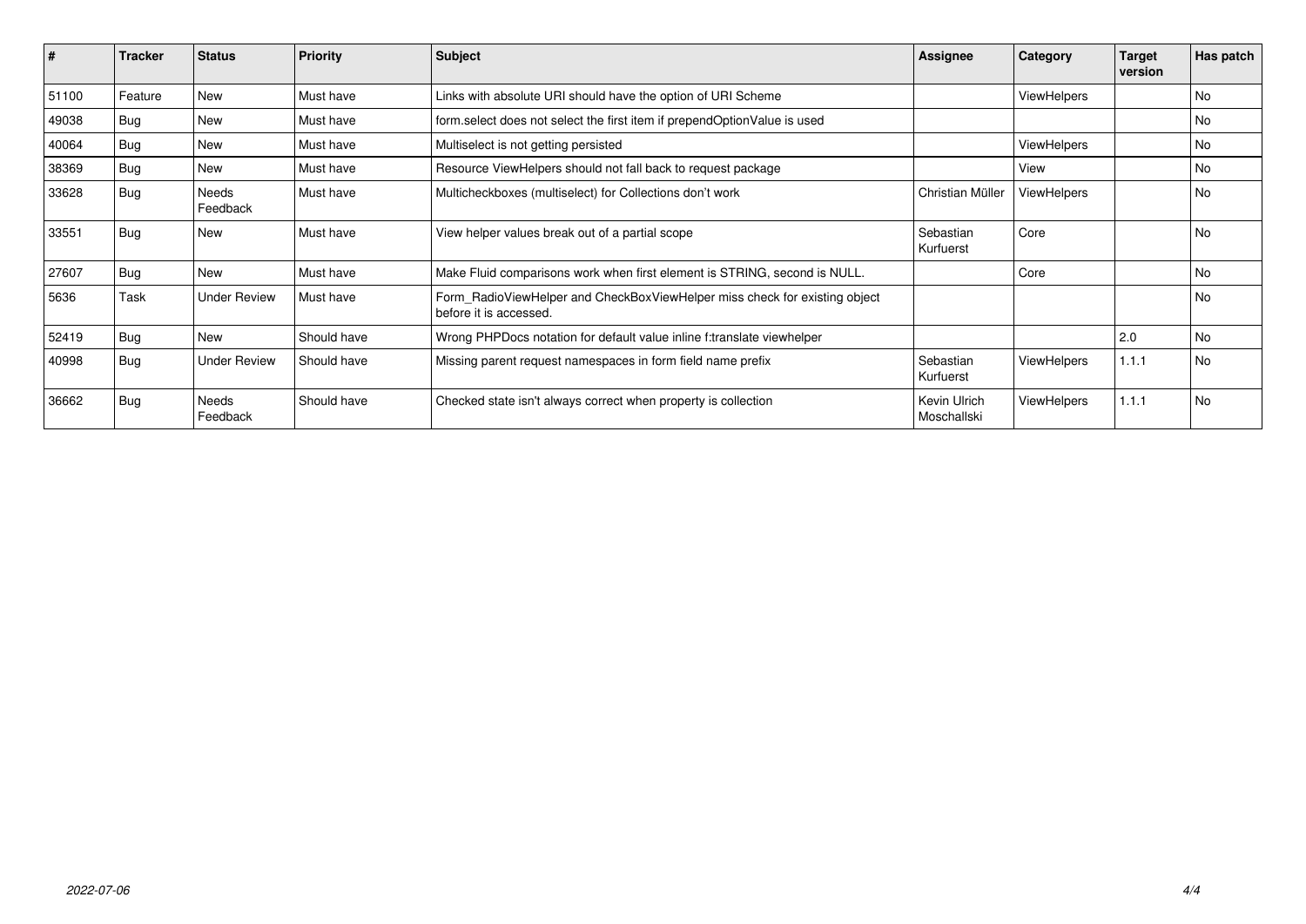| # | Tracker | Status | Priority | Subject | Assignee | Category | Target version | Has patch |
|---|---|---|---|---|---|---|---|---|
| 51100 | Feature | New | Must have | Links with absolute URI should have the option of URI Scheme | | ViewHelpers | | No |
| 49038 | Bug | New | Must have | form.select does not select the first item if prependOptionValue is used | | | | No |
| 40064 | Bug | New | Must have | Multiselect is not getting persisted | | ViewHelpers | | No |
| 38369 | Bug | New | Must have | Resource ViewHelpers should not fall back to request package | | View | | No |
| 33628 | Bug | Needs Feedback | Must have | Multicheckboxes (multiselect) for Collections don't work | Christian Müller | ViewHelpers | | No |
| 33551 | Bug | New | Must have | View helper values break out of a partial scope | Sebastian Kurfuerst | Core | | No |
| 27607 | Bug | New | Must have | Make Fluid comparisons work when first element is STRING, second is NULL. | | Core | | No |
| 5636 | Task | Under Review | Must have | Form_RadioViewHelper and CheckBoxViewHelper miss check for existing object before it is accessed. | | | | No |
| 52419 | Bug | New | Should have | Wrong PHPDocs notation for default value inline f:translate viewhelper | | | 2.0 | No |
| 40998 | Bug | Under Review | Should have | Missing parent request namespaces in form field name prefix | Sebastian Kurfuerst | ViewHelpers | 1.1.1 | No |
| 36662 | Bug | Needs Feedback | Should have | Checked state isn't always correct when property is collection | Kevin Ulrich Moschallski | ViewHelpers | 1.1.1 | No |